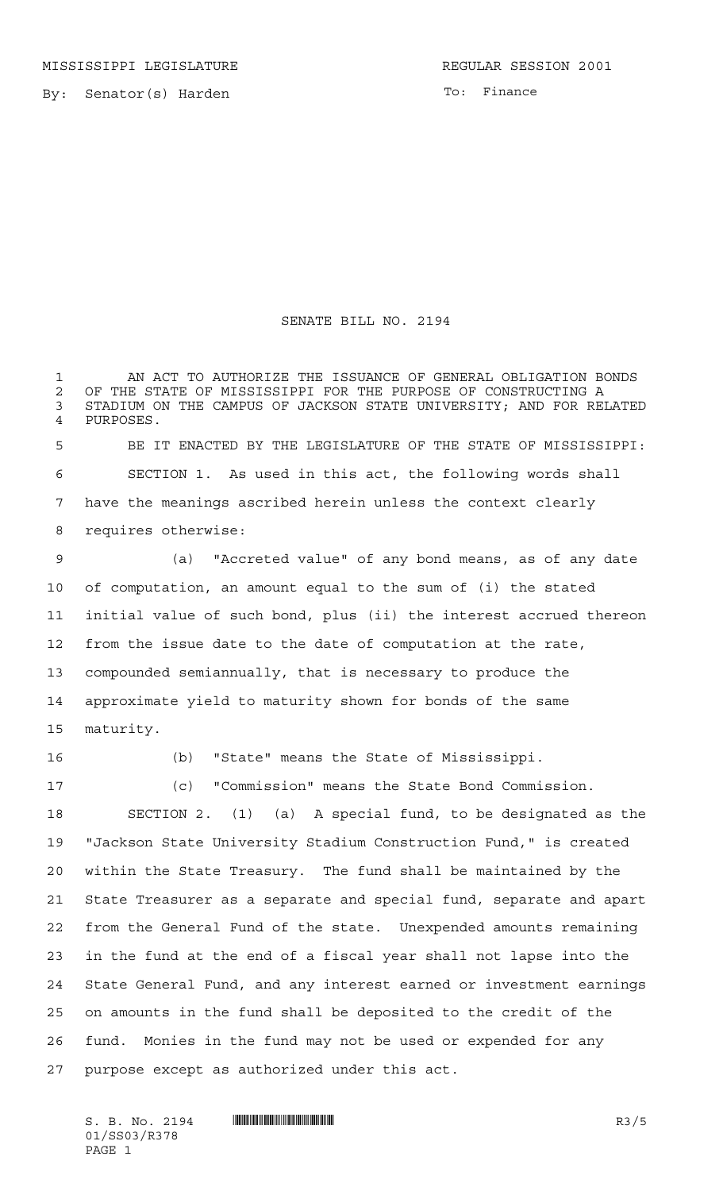MISSISSIPPI LEGISLATURE REGULAR SESSION 2001

By: Senator(s) Harden

To: Finance

# SENATE BILL NO. 2194

AN ACT TO AUTHORIZE THE ISSUANCE OF GENERAL OBLIGATION BONDS OF THE STATE OF MISSISSIPPI FOR THE PURPOSE OF CONSTRUCTING A STADIUM ON THE CAMPUS OF JACKSON STATE UNIVERSITY; AND FOR RELATED PURPOSES.

BE IT ENACTED BY THE LEGISLATURE OF THE STATE OF MISSISSIPPI:

SECTION 1. As used in this act, the following words shall have the meanings ascribed herein unless the context clearly requires otherwise:

(a) "Accreted value" of any bond means, as of any date of computation, an amount equal to the sum of (i) the stated initial value of such bond, plus (ii) the interest accrued thereon from the issue date to the date of computation at the rate, compounded semiannually, that is necessary to produce the approximate yield to maturity shown for bonds of the same maturity.

(b) "State" means the State of Mississippi.

(c) "Commission" means the State Bond Commission.

SECTION 2. (1) (a) A special fund, to be designated as the "Jackson State University Stadium Construction Fund," is created within the State Treasury. The fund shall be maintained by the State Treasurer as a separate and special fund, separate and apart from the General Fund of the state. Unexpended amounts remaining in the fund at the end of a fiscal year shall not lapse into the State General Fund, and any interest earned or investment earnings on amounts in the fund shall be deposited to the credit of the fund. Monies in the fund may not be used or expended for any purpose except as authorized under this act.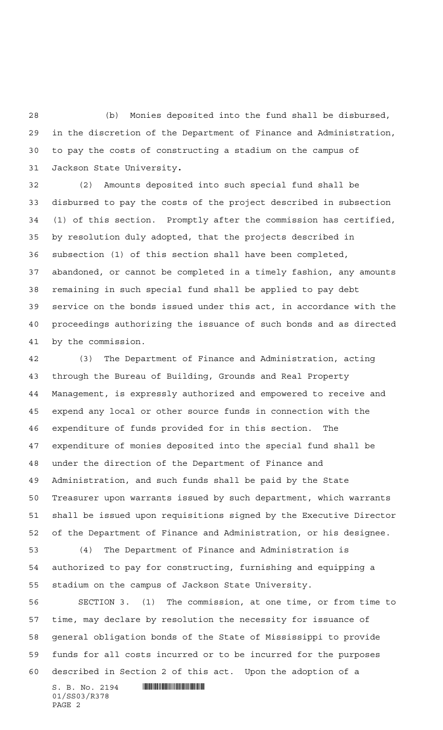(b) Monies deposited into the fund shall be disbursed, in the discretion of the Department of Finance and Administration, to pay the costs of constructing a stadium on the campus of Jackson State University.

(2) Amounts deposited into such special fund shall be disbursed to pay the costs of the project described in subsection (1) of this section. Promptly after the commission has certified, by resolution duly adopted, that the projects described in subsection (1) of this section shall have been completed, abandoned, or cannot be completed in a timely fashion, any amounts remaining in such special fund shall be applied to pay debt service on the bonds issued under this act, in accordance with the proceedings authorizing the issuance of such bonds and as directed by the commission.

(3) The Department of Finance and Administration, acting through the Bureau of Building, Grounds and Real Property Management, is expressly authorized and empowered to receive and expend any local or other source funds in connection with the expenditure of funds provided for in this section. The expenditure of monies deposited into the special fund shall be under the direction of the Department of Finance and Administration, and such funds shall be paid by the State Treasurer upon warrants issued by such department, which warrants shall be issued upon requisitions signed by the Executive Director of the Department of Finance and Administration, or his designee.

(4) The Department of Finance and Administration is authorized to pay for constructing, furnishing and equipping a stadium on the campus of Jackson State University.

SECTION 3. (1) The commission, at one time, or from time to time, may declare by resolution the necessity for issuance of general obligation bonds of the State of Mississippi to provide funds for all costs incurred or to be incurred for the purposes described in Section 2 of this act. Upon the adoption of a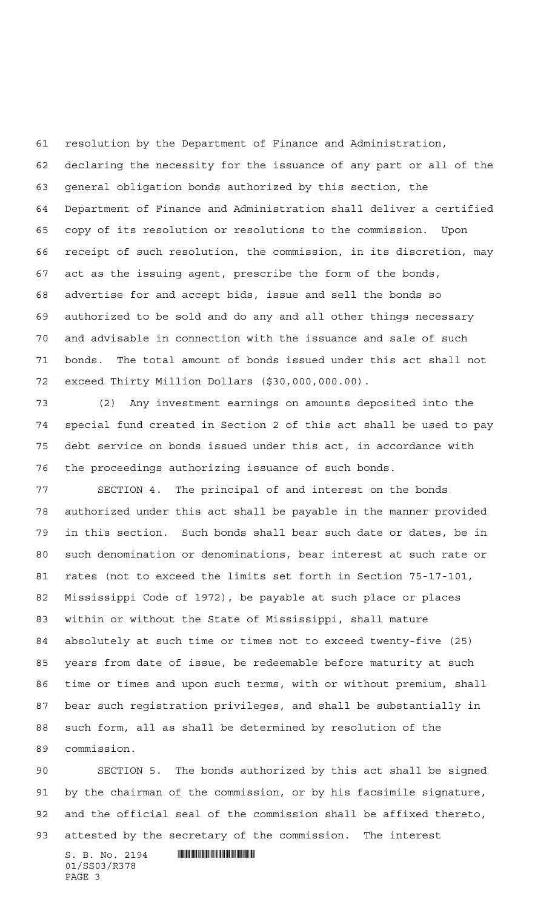resolution by the Department of Finance and Administration, declaring the necessity for the issuance of any part or all of the general obligation bonds authorized by this section, the Department of Finance and Administration shall deliver a certified copy of its resolution or resolutions to the commission. Upon receipt of such resolution, the commission, in its discretion, may act as the issuing agent, prescribe the form of the bonds, advertise for and accept bids, issue and sell the bonds so authorized to be sold and do any and all other things necessary and advisable in connection with the issuance and sale of such bonds. The total amount of bonds issued under this act shall not exceed Thirty Million Dollars ($30,000,000.00).

(2) Any investment earnings on amounts deposited into the special fund created in Section 2 of this act shall be used to pay debt service on bonds issued under this act, in accordance with the proceedings authorizing issuance of such bonds.

SECTION 4. The principal of and interest on the bonds authorized under this act shall be payable in the manner provided in this section. Such bonds shall bear such date or dates, be in such denomination or denominations, bear interest at such rate or rates (not to exceed the limits set forth in Section 75-17-101, Mississippi Code of 1972), be payable at such place or places within or without the State of Mississippi, shall mature absolutely at such time or times not to exceed twenty-five (25) years from date of issue, be redeemable before maturity at such time or times and upon such terms, with or without premium, shall bear such registration privileges, and shall be substantially in such form, all as shall be determined by resolution of the commission.

SECTION 5. The bonds authorized by this act shall be signed by the chairman of the commission, or by his facsimile signature, and the official seal of the commission shall be affixed thereto, attested by the secretary of the commission. The interest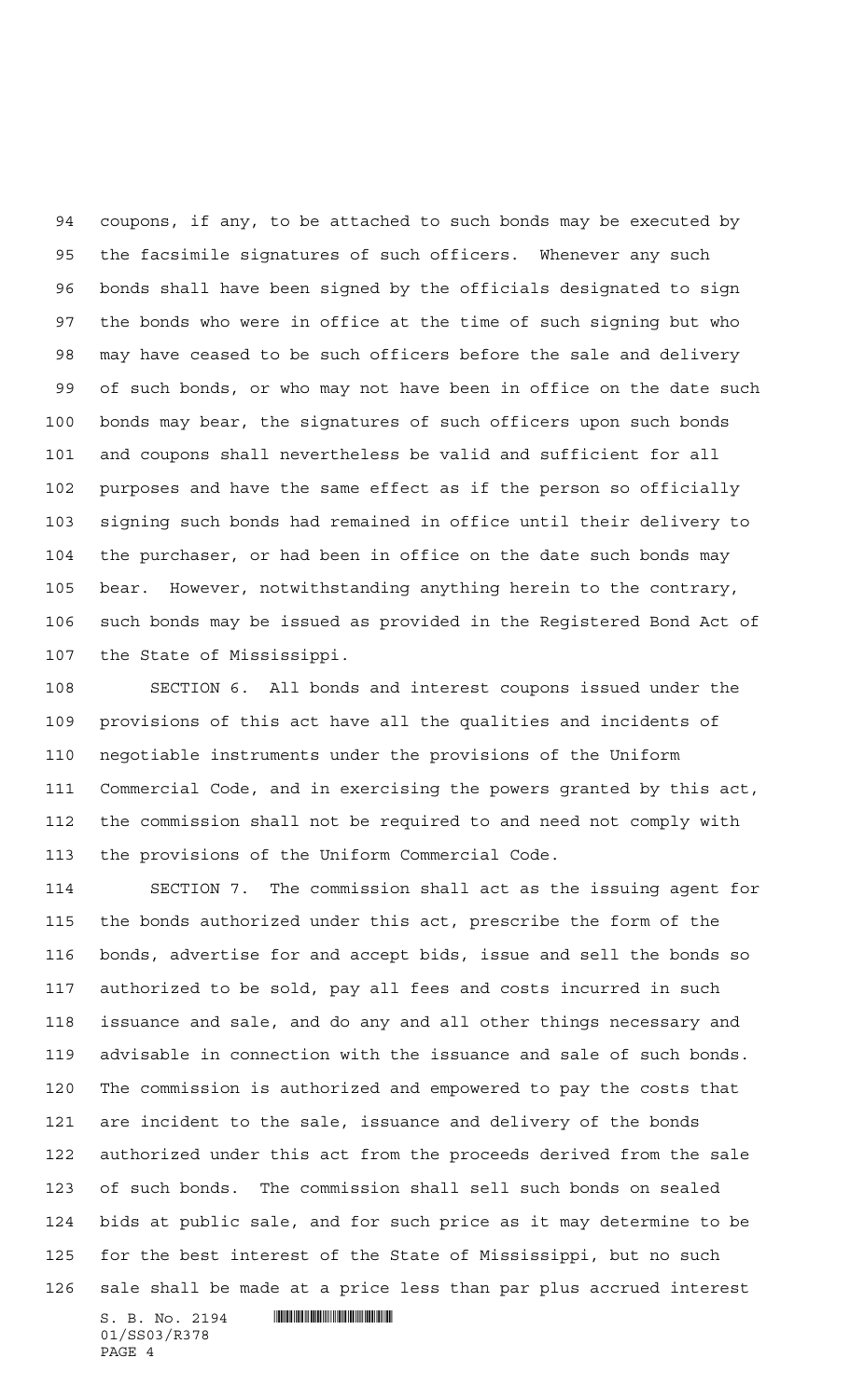coupons, if any, to be attached to such bonds may be executed by the facsimile signatures of such officers. Whenever any such bonds shall have been signed by the officials designated to sign the bonds who were in office at the time of such signing but who may have ceased to be such officers before the sale and delivery of such bonds, or who may not have been in office on the date such bonds may bear, the signatures of such officers upon such bonds and coupons shall nevertheless be valid and sufficient for all purposes and have the same effect as if the person so officially signing such bonds had remained in office until their delivery to the purchaser, or had been in office on the date such bonds may bear. However, notwithstanding anything herein to the contrary, such bonds may be issued as provided in the Registered Bond Act of the State of Mississippi.

SECTION 6. All bonds and interest coupons issued under the provisions of this act have all the qualities and incidents of negotiable instruments under the provisions of the Uniform Commercial Code, and in exercising the powers granted by this act, the commission shall not be required to and need not comply with the provisions of the Uniform Commercial Code.

SECTION 7. The commission shall act as the issuing agent for the bonds authorized under this act, prescribe the form of the bonds, advertise for and accept bids, issue and sell the bonds so authorized to be sold, pay all fees and costs incurred in such issuance and sale, and do any and all other things necessary and advisable in connection with the issuance and sale of such bonds. The commission is authorized and empowered to pay the costs that are incident to the sale, issuance and delivery of the bonds authorized under this act from the proceeds derived from the sale of such bonds. The commission shall sell such bonds on sealed bids at public sale, and for such price as it may determine to be for the best interest of the State of Mississippi, but no such sale shall be made at a price less than par plus accrued interest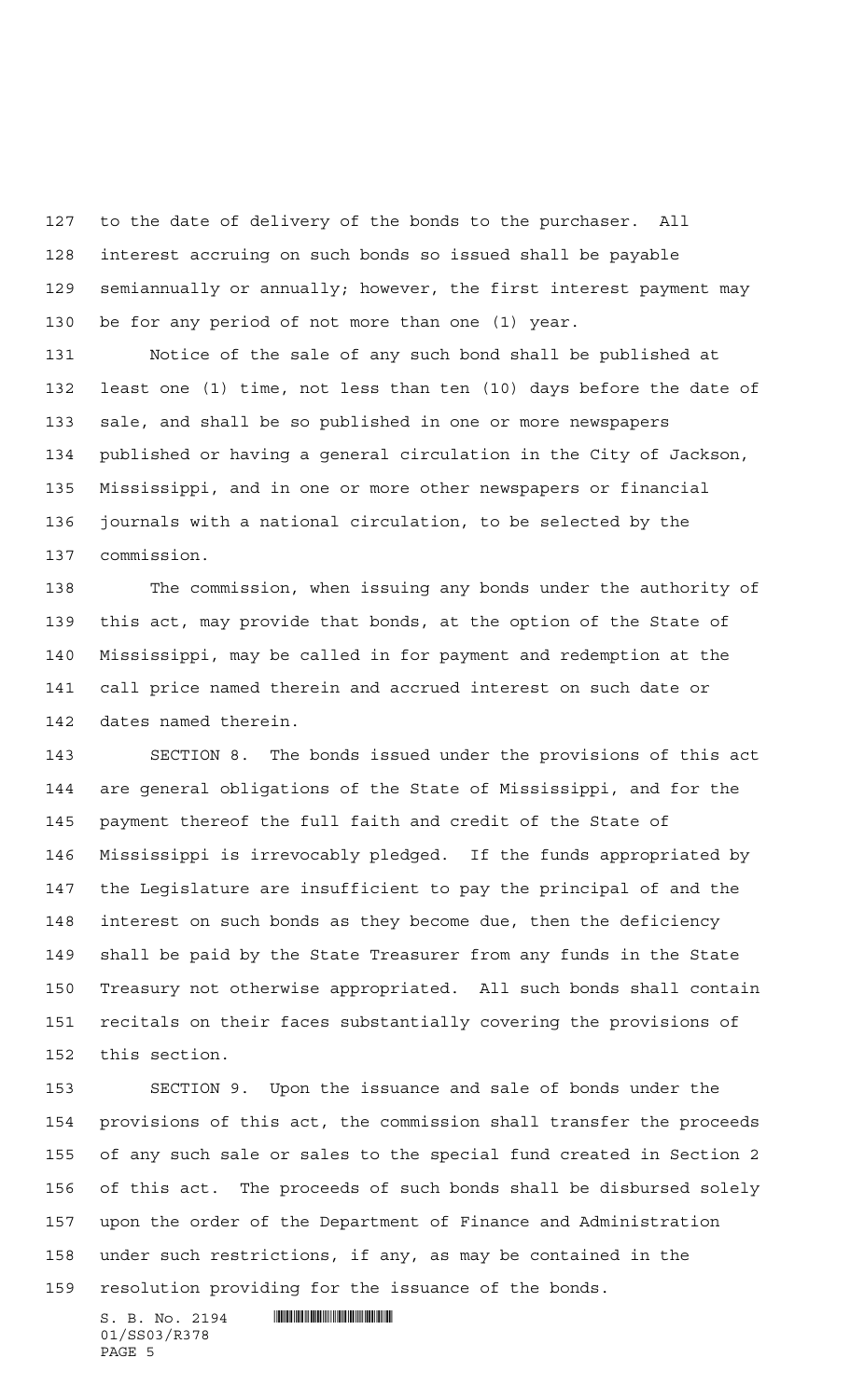to the date of delivery of the bonds to the purchaser. All interest accruing on such bonds so issued shall be payable semiannually or annually; however, the first interest payment may be for any period of not more than one (1) year.

Notice of the sale of any such bond shall be published at least one (1) time, not less than ten (10) days before the date of sale, and shall be so published in one or more newspapers published or having a general circulation in the City of Jackson, Mississippi, and in one or more other newspapers or financial journals with a national circulation, to be selected by the commission.

The commission, when issuing any bonds under the authority of this act, may provide that bonds, at the option of the State of Mississippi, may be called in for payment and redemption at the call price named therein and accrued interest on such date or dates named therein.

SECTION 8. The bonds issued under the provisions of this act are general obligations of the State of Mississippi, and for the payment thereof the full faith and credit of the State of Mississippi is irrevocably pledged. If the funds appropriated by the Legislature are insufficient to pay the principal of and the interest on such bonds as they become due, then the deficiency shall be paid by the State Treasurer from any funds in the State Treasury not otherwise appropriated. All such bonds shall contain recitals on their faces substantially covering the provisions of this section.

SECTION 9. Upon the issuance and sale of bonds under the provisions of this act, the commission shall transfer the proceeds of any such sale or sales to the special fund created in Section 2 of this act. The proceeds of such bonds shall be disbursed solely upon the order of the Department of Finance and Administration under such restrictions, if any, as may be contained in the resolution providing for the issuance of the bonds.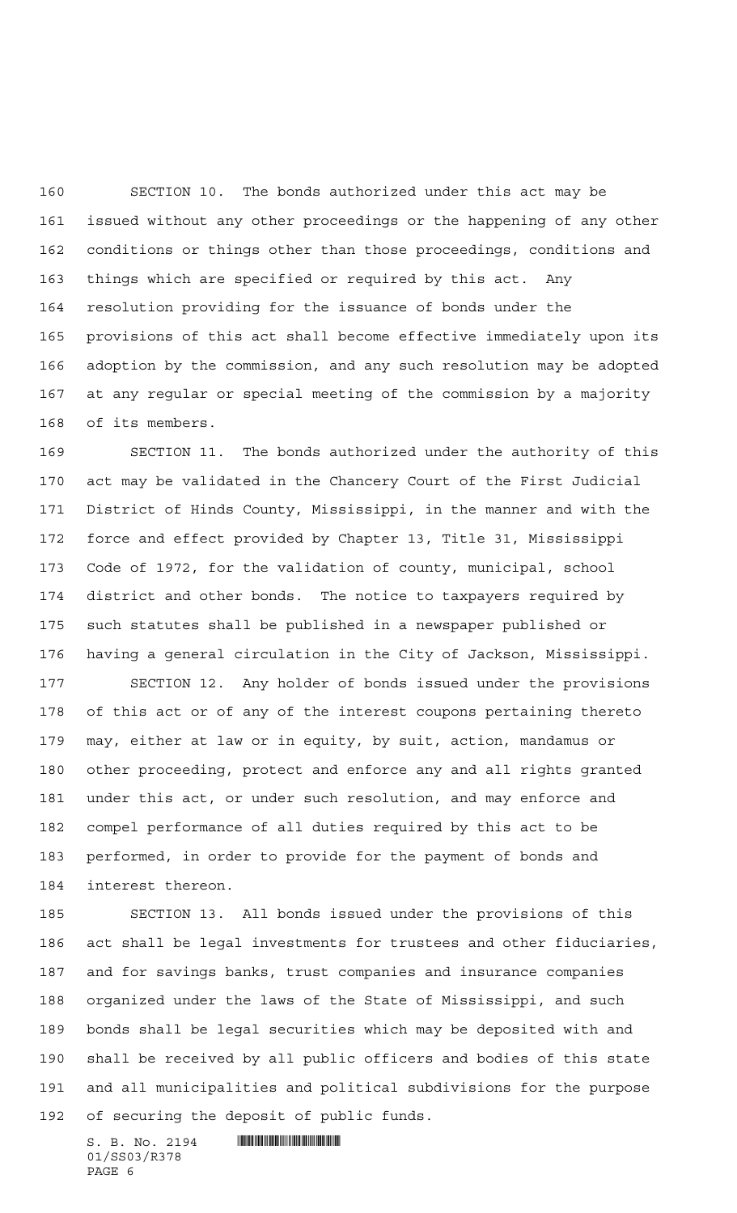SECTION 10. The bonds authorized under this act may be issued without any other proceedings or the happening of any other conditions or things other than those proceedings, conditions and things which are specified or required by this act. Any resolution providing for the issuance of bonds under the provisions of this act shall become effective immediately upon its adoption by the commission, and any such resolution may be adopted at any regular or special meeting of the commission by a majority of its members.

SECTION 11. The bonds authorized under the authority of this act may be validated in the Chancery Court of the First Judicial District of Hinds County, Mississippi, in the manner and with the force and effect provided by Chapter 13, Title 31, Mississippi Code of 1972, for the validation of county, municipal, school district and other bonds. The notice to taxpayers required by such statutes shall be published in a newspaper published or having a general circulation in the City of Jackson, Mississippi.

SECTION 12. Any holder of bonds issued under the provisions of this act or of any of the interest coupons pertaining thereto may, either at law or in equity, by suit, action, mandamus or other proceeding, protect and enforce any and all rights granted under this act, or under such resolution, and may enforce and compel performance of all duties required by this act to be performed, in order to provide for the payment of bonds and interest thereon.

SECTION 13. All bonds issued under the provisions of this act shall be legal investments for trustees and other fiduciaries, and for savings banks, trust companies and insurance companies organized under the laws of the State of Mississippi, and such bonds shall be legal securities which may be deposited with and shall be received by all public officers and bodies of this state and all municipalities and political subdivisions for the purpose of securing the deposit of public funds.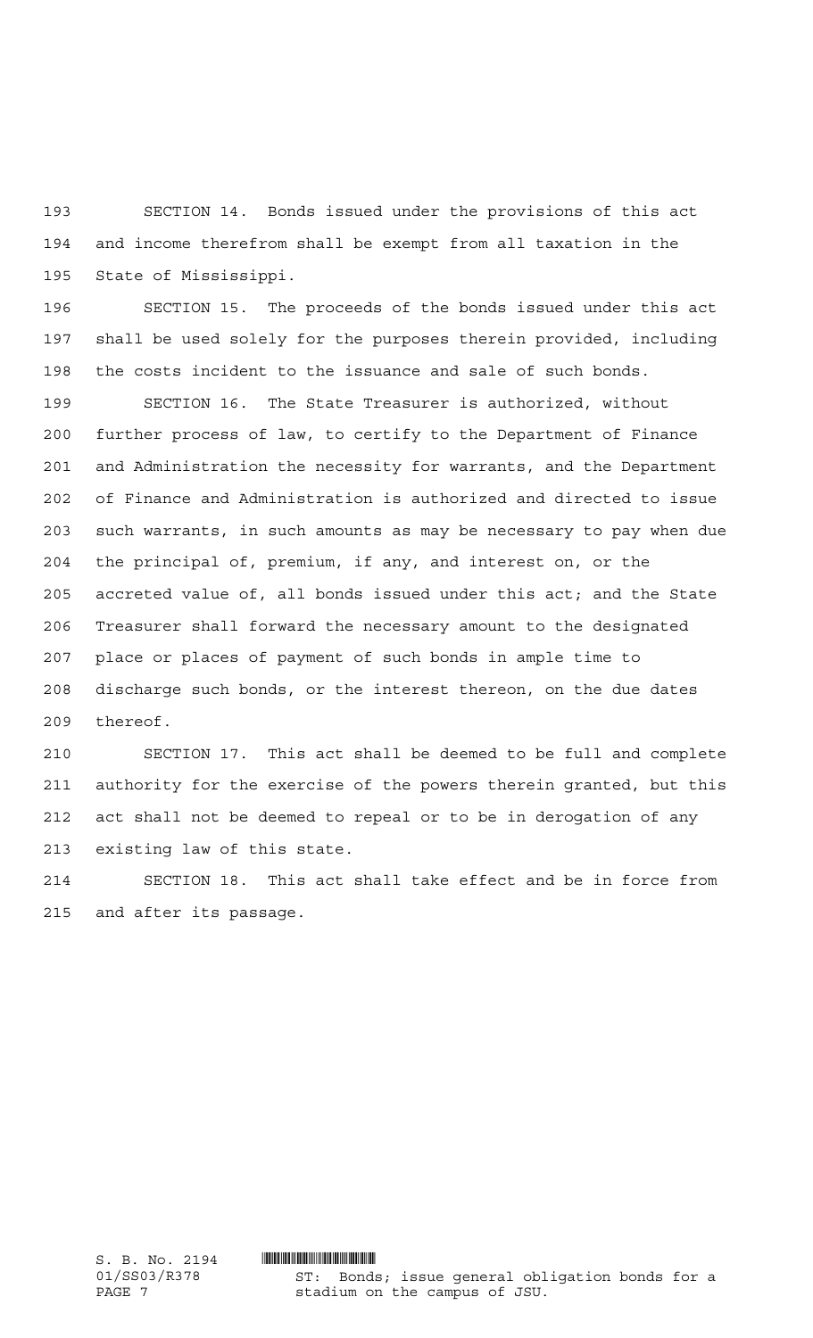SECTION 14. Bonds issued under the provisions of this act and income therefrom shall be exempt from all taxation in the State of Mississippi.

SECTION 15. The proceeds of the bonds issued under this act shall be used solely for the purposes therein provided, including the costs incident to the issuance and sale of such bonds.

SECTION 16. The State Treasurer is authorized, without further process of law, to certify to the Department of Finance and Administration the necessity for warrants, and the Department of Finance and Administration is authorized and directed to issue such warrants, in such amounts as may be necessary to pay when due the principal of, premium, if any, and interest on, or the accreted value of, all bonds issued under this act; and the State Treasurer shall forward the necessary amount to the designated place or places of payment of such bonds in ample time to discharge such bonds, or the interest thereon, on the due dates thereof.

SECTION 17. This act shall be deemed to be full and complete authority for the exercise of the powers therein granted, but this act shall not be deemed to repeal or to be in derogation of any existing law of this state.

SECTION 18. This act shall take effect and be in force from and after its passage.